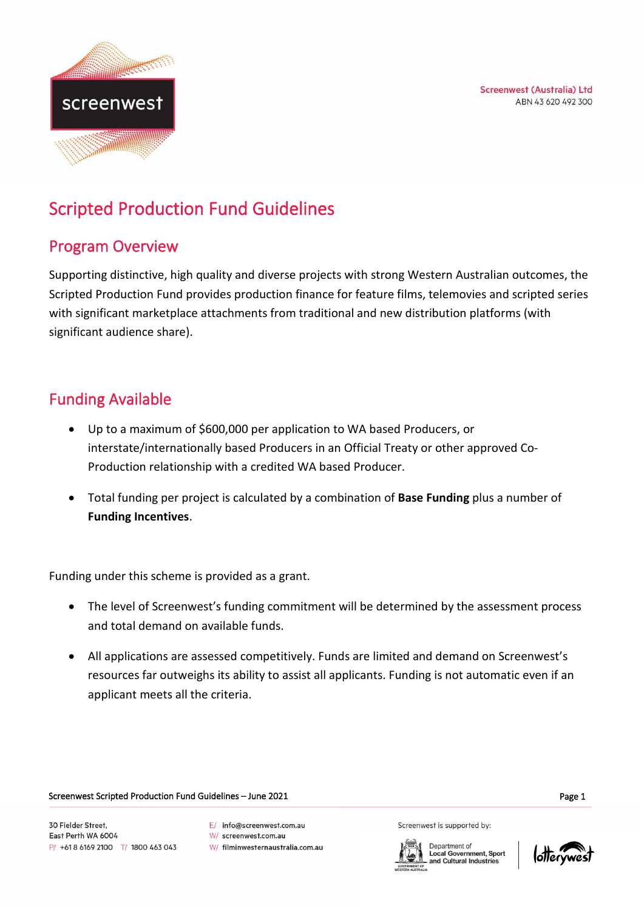Screenwest (Australia) Ltd
ABN 43 620 492 300

# Scripted Production Fund Guidelines

## Program Overview

Supporting distinctive, high quality and diverse projects with strong Western Australian outcomes, the Scripted Production Fund provides production finance for feature films, telemovies and scripted series with significant marketplace attachments from traditional and new distribution platforms (with significant audience share).

## Funding Available

- Up to a maximum of $600,000 per application to WA based Producers, or interstate/internationally based Producers in an Official Treaty or other approved Co-Production relationship with a credited WA based Producer.
- Total funding per project is calculated by a combination of **Base Funding** plus a number of **Funding Incentives**.

Funding under this scheme is provided as a grant.

- The level of Screenwest's funding commitment will be determined by the assessment process and total demand on available funds.
- All applications are assessed competitively. Funds are limited and demand on Screenwest's resources far outweighs its ability to assist all applicants. Funding is not automatic even if an applicant meets all the criteria.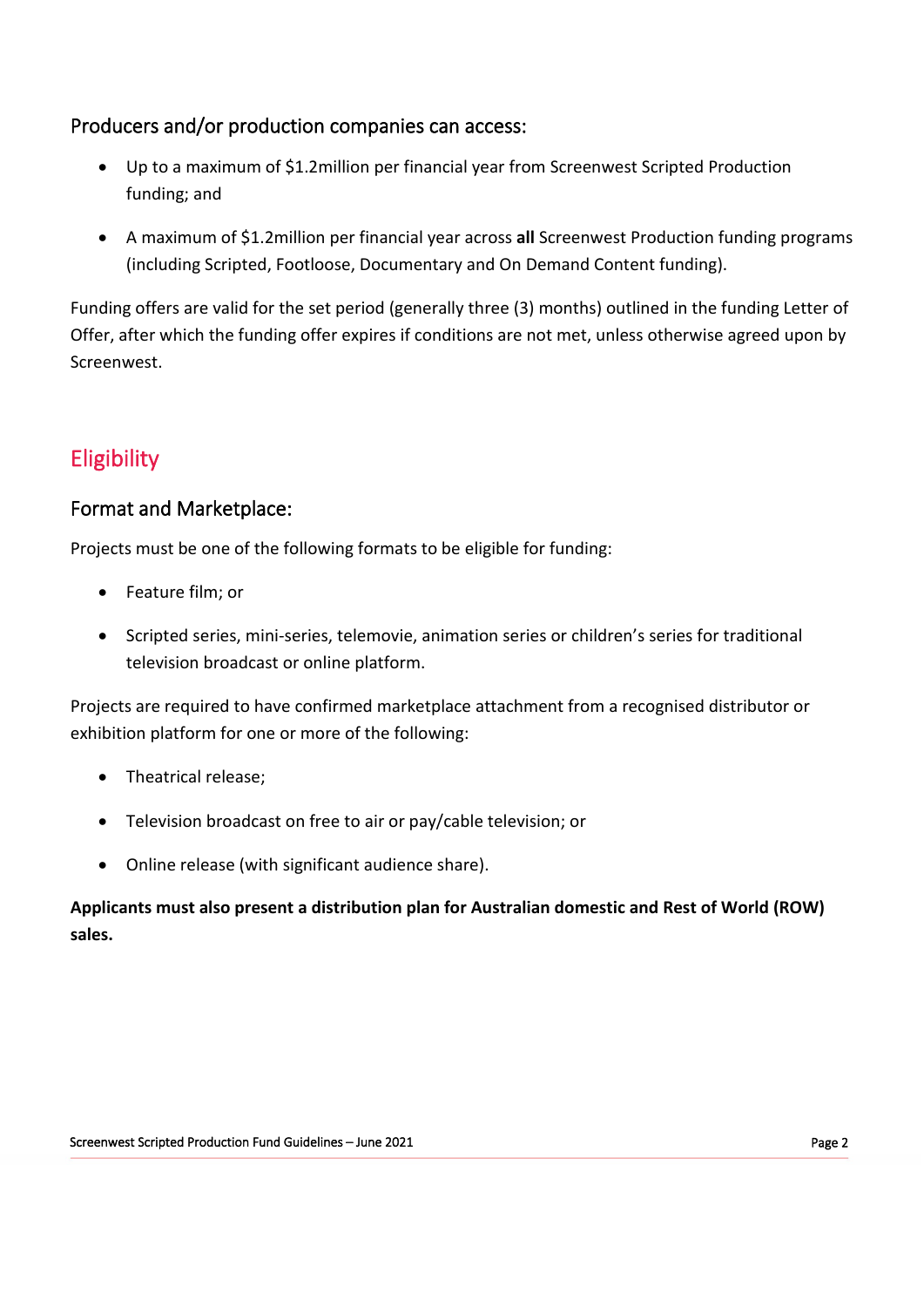### Producers and/or production companies can access:

- Up to a maximum of $1.2million per financial year from Screenwest Scripted Production funding; and
- A maximum of $1.2million per financial year across **all** Screenwest Production funding programs (including Scripted, Footloose, Documentary and On Demand Content funding).

Funding offers are valid for the set period (generally three (3) months) outlined in the funding Letter of Offer, after which the funding offer expires if conditions are not met, unless otherwise agreed upon by Screenwest.

## Eligibility

### Format and Marketplace:

Projects must be one of the following formats to be eligible for funding:

- Feature film; or
- Scripted series, mini-series, telemovie, animation series or children's series for traditional television broadcast or online platform.

Projects are required to have confirmed marketplace attachment from a recognised distributor or exhibition platform for one or more of the following:

- Theatrical release;
- Television broadcast on free to air or pay/cable television; or
- Online release (with significant audience share).

**Applicants must also present a distribution plan for Australian domestic and Rest of World (ROW) sales.**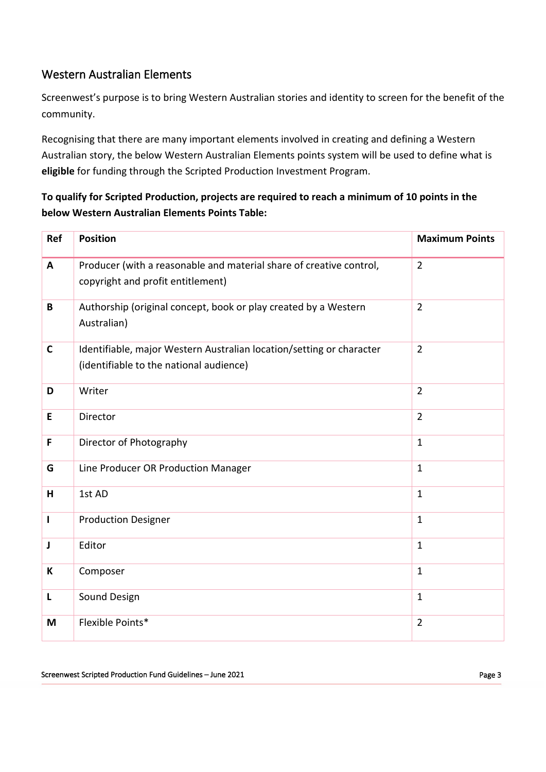## Western Australian Elements

Screenwest's purpose is to bring Western Australian stories and identity to screen for the benefit of the community.

Recognising that there are many important elements involved in creating and defining a Western Australian story, the below Western Australian Elements points system will be used to define what is **eligible** for funding through the Scripted Production Investment Program.

**To qualify for Scripted Production, projects are required to reach a minimum of 10 points in the below Western Australian Elements Points Table:**

| Ref | Position | Maximum Points |
|---|---|---|
| A | Producer (with a reasonable and material share of creative control, copyright and profit entitlement) | 2 |
| B | Authorship (original concept, book or play created by a Western Australian) | 2 |
| C | Identifiable, major Western Australian location/setting or character (identifiable to the national audience) | 2 |
| D | Writer | 2 |
| E | Director | 2 |
| F | Director of Photography | 1 |
| G | Line Producer OR Production Manager | 1 |
| H | 1st AD | 1 |
| I | Production Designer | 1 |
| J | Editor | 1 |
| K | Composer | 1 |
| L | Sound Design | 1 |
| M | Flexible Points* | 2 |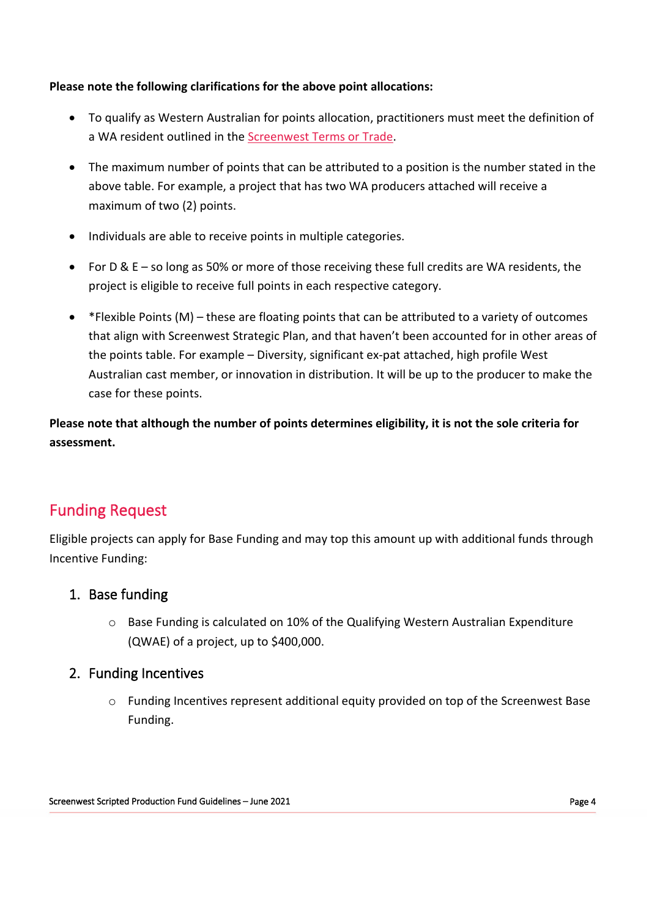**Please note the following clarifications for the above point allocations:**

- To qualify as Western Australian for points allocation, practitioners must meet the definition of a WA resident outlined in the Screenwest Terms or Trade.
- The maximum number of points that can be attributed to a position is the number stated in the above table. For example, a project that has two WA producers attached will receive a maximum of two (2) points.
- Individuals are able to receive points in multiple categories.
- For D & E – so long as 50% or more of those receiving these full credits are WA residents, the project is eligible to receive full points in each respective category.
- *Flexible Points (M) – these are floating points that can be attributed to a variety of outcomes that align with Screenwest Strategic Plan, and that haven't been accounted for in other areas of the points table. For example – Diversity, significant ex-pat attached, high profile West Australian cast member, or innovation in distribution. It will be up to the producer to make the case for these points.

**Please note that although the number of points determines eligibility, it is not the sole criteria for assessment.**

## Funding Request

Eligible projects can apply for Base Funding and may top this amount up with additional funds through Incentive Funding:

### 1. Base funding

- Base Funding is calculated on 10% of the Qualifying Western Australian Expenditure (QWAE) of a project, up to $400,000.

### 2. Funding Incentives

- Funding Incentives represent additional equity provided on top of the Screenwest Base Funding.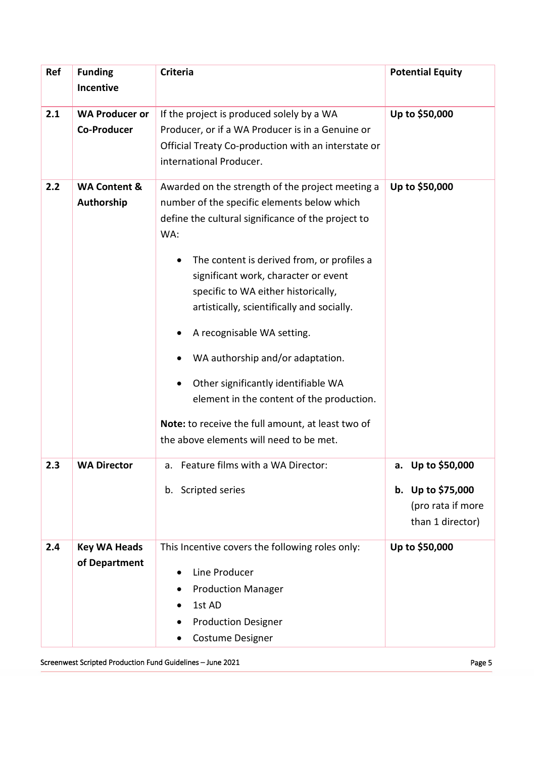| Ref | Funding Incentive | Criteria | Potential Equity |
|---|---|---|---|
| 2.1 | **WA Producer or Co-Producer** | If the project is produced solely by a WA Producer, or if a WA Producer is in a Genuine or Official Treaty Co-production with an interstate or international Producer. | **Up to $50,000** |
| 2.2 | **WA Content & Authorship** | Awarded on the strength of the project meeting a number of the specific elements below which define the cultural significance of the project to WA:<br>• The content is derived from, or profiles a significant work, character or event specific to WA either historically, artistically, scientifically and socially.<br>• A recognisable WA setting.<br>• WA authorship and/or adaptation.<br>• Other significantly identifiable WA element in the content of the production.<br>**Note:** to receive the full amount, at least two of the above elements will need to be met. | **Up to $50,000** |
| 2.3 | **WA Director** | a. Feature films with a WA Director:<br>b. Scripted series | **a. Up to $50,000**<br>**b. Up to $75,000** (pro rata if more than 1 director) |
| 2.4 | **Key WA Heads of Department** | This Incentive covers the following roles only:<br>• Line Producer<br>• Production Manager<br>• 1st AD<br>• Production Designer<br>• Costume Designer | **Up to $50,000** |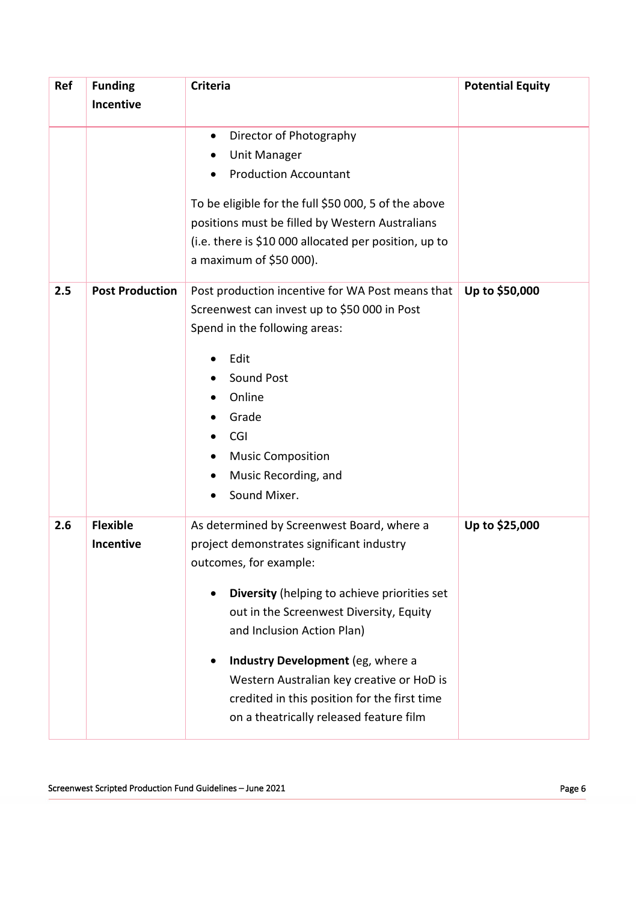| Ref | Funding Incentive | Criteria | Potential Equity |
|---|---|---|---|
| | | • Director of Photography<br>• Unit Manager<br>• Production Accountant<br><br>To be eligible for the full \$50 000, 5 of the above positions must be filled by Western Australians (i.e. there is \$10 000 allocated per position, up to a maximum of \$50 000). | |
| **2.5** | **Post Production** | Post production incentive for WA Post means that Screenwest can invest up to \$50 000 in Post Spend in the following areas:<br><br>• Edit<br>• Sound Post<br>• Online<br>• Grade<br>• CGI<br>• Music Composition<br>• Music Recording, and<br>• Sound Mixer. | **Up to \$50,000** |
| **2.6** | **Flexible Incentive** | As determined by Screenwest Board, where a project demonstrates significant industry outcomes, for example:<br><br>• **Diversity** (helping to achieve priorities set out in the Screenwest Diversity, Equity and Inclusion Action Plan)<br><br>• **Industry Development** (eg, where a Western Australian key creative or HoD is credited in this position for the first time on a theatrically released feature film | **Up to \$25,000** |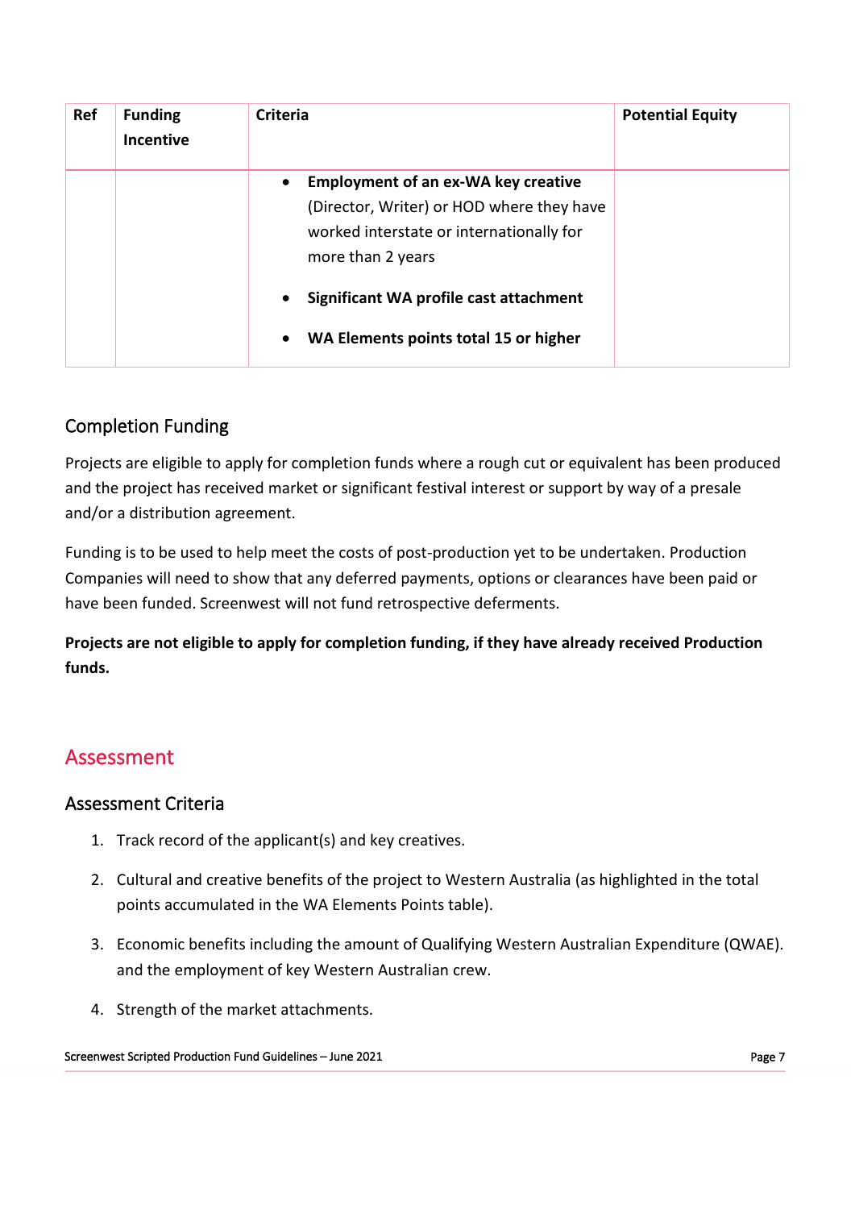| Ref | Funding Incentive | Criteria | Potential Equity |
|---|---|---|---|
| | | • **Employment of an ex-WA key creative** (Director, Writer) or HOD where they have worked interstate or internationally for more than 2 years<br>• **Significant WA profile cast attachment**<br>• **WA Elements points total 15 or higher** | |

### Completion Funding

Projects are eligible to apply for completion funds where a rough cut or equivalent has been produced and the project has received market or significant festival interest or support by way of a presale and/or a distribution agreement.

Funding is to be used to help meet the costs of post-production yet to be undertaken. Production Companies will need to show that any deferred payments, options or clearances have been paid or have been funded. Screenwest will not fund retrospective deferments.

**Projects are not eligible to apply for completion funding, if they have already received Production funds.**

## Assessment

### Assessment Criteria

1. Track record of the applicant(s) and key creatives.
2. Cultural and creative benefits of the project to Western Australia (as highlighted in the total points accumulated in the WA Elements Points table).
3. Economic benefits including the amount of Qualifying Western Australian Expenditure (QWAE). and the employment of key Western Australian crew.
4. Strength of the market attachments.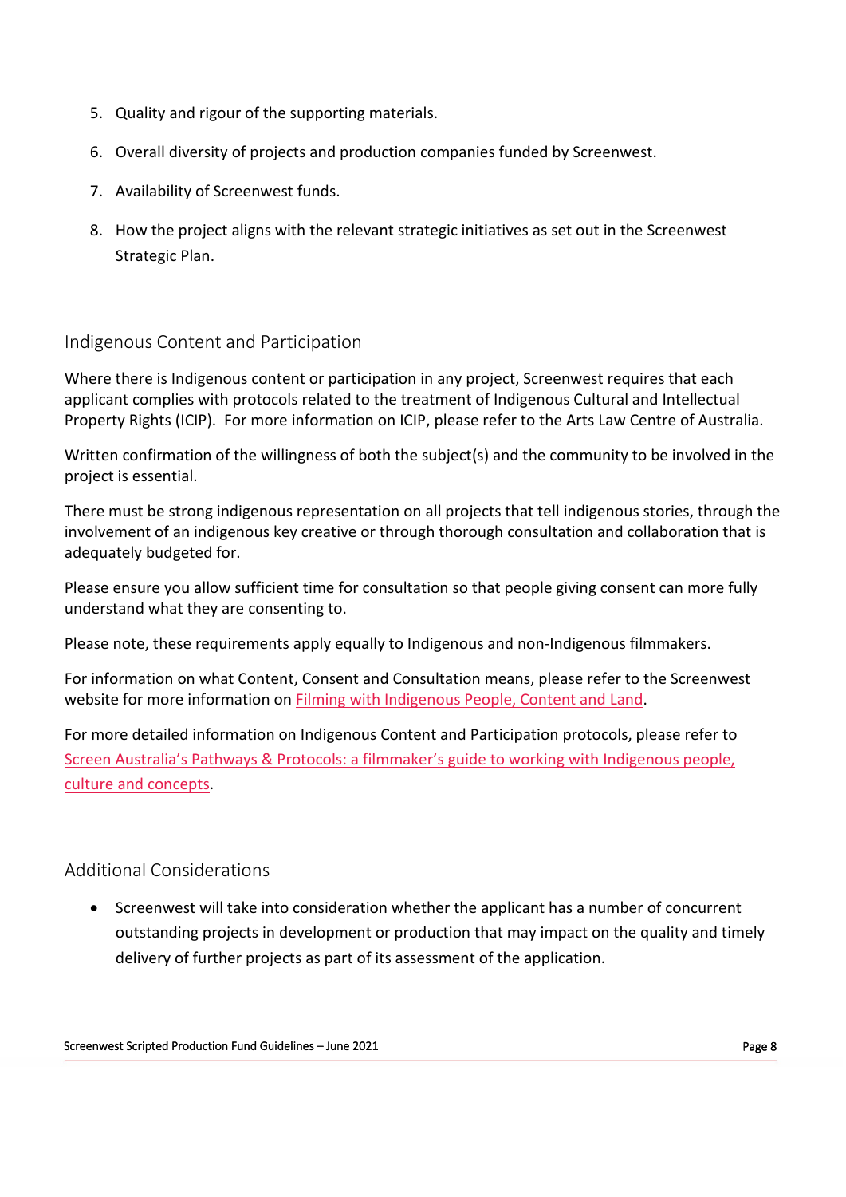5. Quality and rigour of the supporting materials.
6. Overall diversity of projects and production companies funded by Screenwest.
7. Availability of Screenwest funds.
8. How the project aligns with the relevant strategic initiatives as set out in the Screenwest Strategic Plan.

## Indigenous Content and Participation

Where there is Indigenous content or participation in any project, Screenwest requires that each applicant complies with protocols related to the treatment of Indigenous Cultural and Intellectual Property Rights (ICIP). For more information on ICIP, please refer to the Arts Law Centre of Australia.

Written confirmation of the willingness of both the subject(s) and the community to be involved in the project is essential.

There must be strong indigenous representation on all projects that tell indigenous stories, through the involvement of an indigenous key creative or through thorough consultation and collaboration that is adequately budgeted for.

Please ensure you allow sufficient time for consultation so that people giving consent can more fully understand what they are consenting to.

Please note, these requirements apply equally to Indigenous and non-Indigenous filmmakers.

For information on what Content, Consent and Consultation means, please refer to the Screenwest website for more information on Filming with Indigenous People, Content and Land.

For more detailed information on Indigenous Content and Participation protocols, please refer to Screen Australia's Pathways & Protocols: a filmmaker's guide to working with Indigenous people, culture and concepts.

## Additional Considerations

- Screenwest will take into consideration whether the applicant has a number of concurrent outstanding projects in development or production that may impact on the quality and timely delivery of further projects as part of its assessment of the application.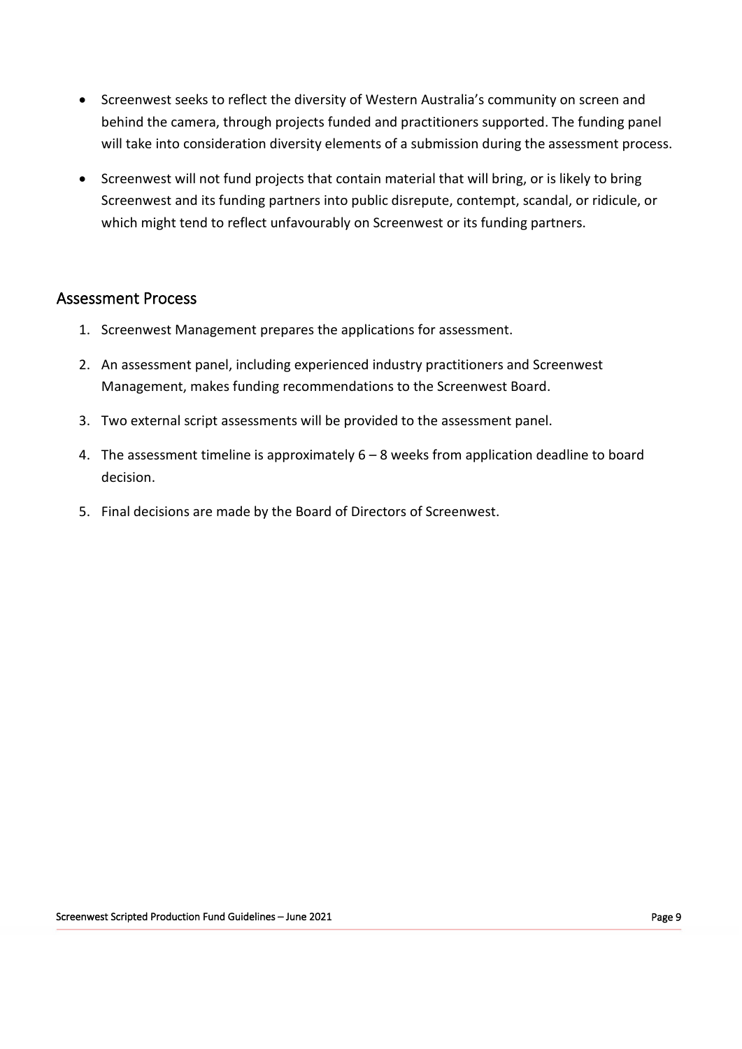- Screenwest seeks to reflect the diversity of Western Australia's community on screen and behind the camera, through projects funded and practitioners supported. The funding panel will take into consideration diversity elements of a submission during the assessment process.
- Screenwest will not fund projects that contain material that will bring, or is likely to bring Screenwest and its funding partners into public disrepute, contempt, scandal, or ridicule, or which might tend to reflect unfavourably on Screenwest or its funding partners.

## Assessment Process

1. Screenwest Management prepares the applications for assessment.
2. An assessment panel, including experienced industry practitioners and Screenwest Management, makes funding recommendations to the Screenwest Board.
3. Two external script assessments will be provided to the assessment panel.
4. The assessment timeline is approximately 6 – 8 weeks from application deadline to board decision.
5. Final decisions are made by the Board of Directors of Screenwest.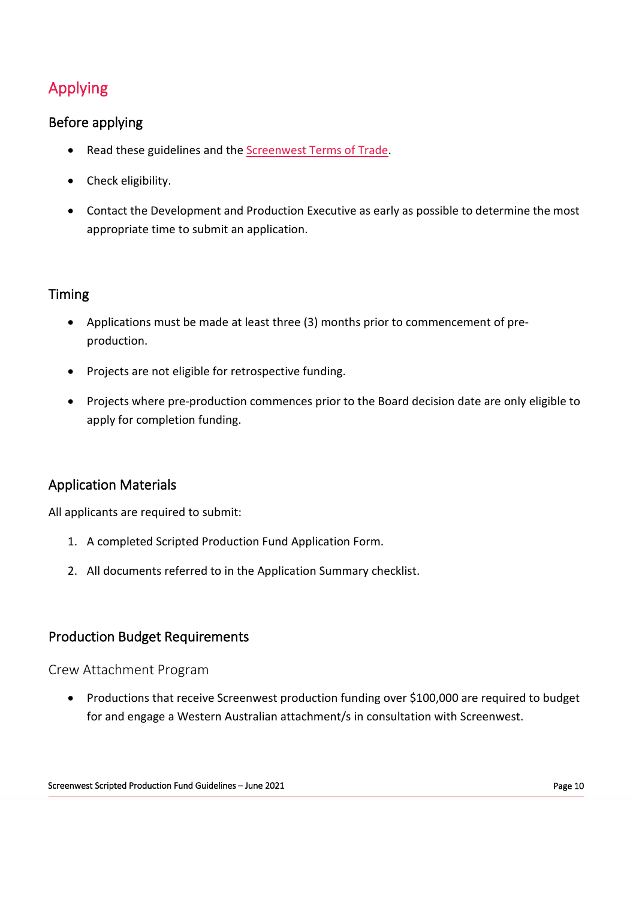# Applying

## Before applying

- Read these guidelines and the [Screenwest Terms of Trade](Screenwest Terms of Trade).
- Check eligibility.
- Contact the Development and Production Executive as early as possible to determine the most appropriate time to submit an application.

## Timing

- Applications must be made at least three (3) months prior to commencement of pre-production.
- Projects are not eligible for retrospective funding.
- Projects where pre-production commences prior to the Board decision date are only eligible to apply for completion funding.

## Application Materials

All applicants are required to submit:

1. A completed Scripted Production Fund Application Form.
2. All documents referred to in the Application Summary checklist.

## Production Budget Requirements

### Crew Attachment Program

- Productions that receive Screenwest production funding over $100,000 are required to budget for and engage a Western Australian attachment/s in consultation with Screenwest.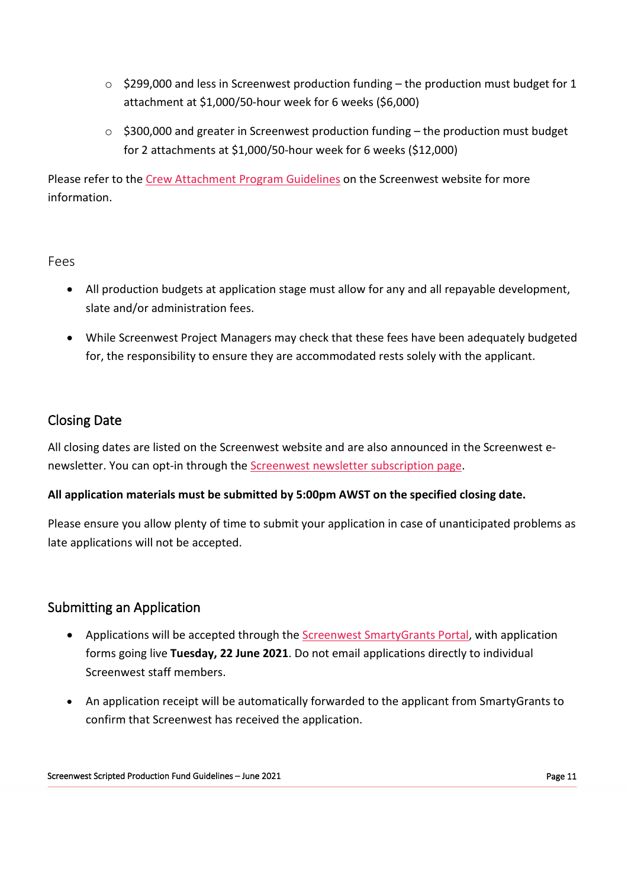- $299,000 and less in Screenwest production funding – the production must budget for 1 attachment at $1,000/50-hour week for 6 weeks ($6,000)
- $300,000 and greater in Screenwest production funding – the production must budget for 2 attachments at $1,000/50-hour week for 6 weeks ($12,000)

Please refer to the Crew Attachment Program Guidelines on the Screenwest website for more information.

### Fees

- All production budgets at application stage must allow for any and all repayable development, slate and/or administration fees.
- While Screenwest Project Managers may check that these fees have been adequately budgeted for, the responsibility to ensure they are accommodated rests solely with the applicant.

## Closing Date

All closing dates are listed on the Screenwest website and are also announced in the Screenwest e-newsletter. You can opt-in through the Screenwest newsletter subscription page.

**All application materials must be submitted by 5:00pm AWST on the specified closing date.**

Please ensure you allow plenty of time to submit your application in case of unanticipated problems as late applications will not be accepted.

## Submitting an Application

- Applications will be accepted through the Screenwest SmartyGrants Portal, with application forms going live **Tuesday, 22 June 2021**. Do not email applications directly to individual Screenwest staff members.
- An application receipt will be automatically forwarded to the applicant from SmartyGrants to confirm that Screenwest has received the application.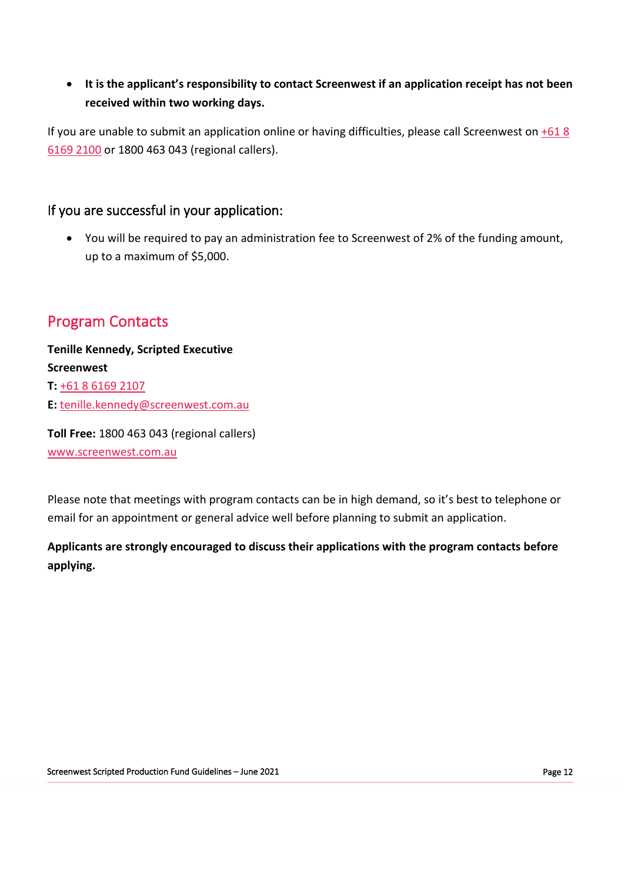- **It is the applicant's responsibility to contact Screenwest if an application receipt has not been received within two working days.**

If you are unable to submit an application online or having difficulties, please call Screenwest on +61 8 6169 2100 or 1800 463 043 (regional callers).

### If you are successful in your application:

- You will be required to pay an administration fee to Screenwest of 2% of the funding amount, up to a maximum of $5,000.

## Program Contacts

**Tenille Kennedy, Scripted Executive**
**Screenwest**
**T:** +61 8 6169 2107
**E:** tenille.kennedy@screenwest.com.au

**Toll Free:** 1800 463 043 (regional callers)
www.screenwest.com.au

Please note that meetings with program contacts can be in high demand, so it's best to telephone or email for an appointment or general advice well before planning to submit an application.

**Applicants are strongly encouraged to discuss their applications with the program contacts before applying.**